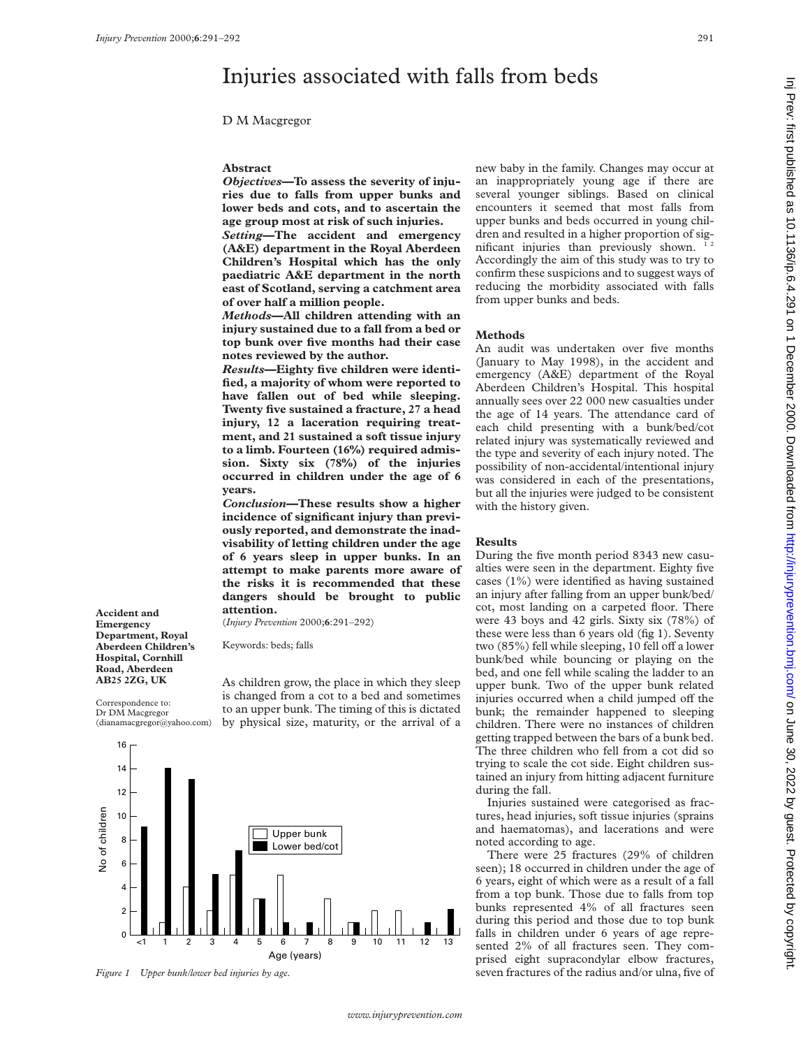# Injuries associated with falls from beds

D M Macgregor

## Abstract

***Objectives*—To assess the severity of injuries due to falls from upper bunks and lower beds and cots, and to ascertain the age group most at risk of such injuries.**

***Setting*—The accident and emergency (A&E) department in the Royal Aberdeen Children's Hospital which has the only paediatric A&E department in the north east of Scotland, serving a catchment area of over half a million people.**

***Methods*—All children attending with an injury sustained due to a fall from a bed or top bunk over five months had their case notes reviewed by the author.**

***Results*—Eighty five children were identified, a majority of whom were reported to have fallen out of bed while sleeping. Twenty five sustained a fracture, 27 a head injury, 12 a laceration requiring treatment, and 21 sustained a soft tissue injury to a limb. Fourteen (16%) required admission. Sixty six (78%) of the injuries occurred in children under the age of 6 years.**

***Conclusion*—These results show a higher incidence of significant injury than previously reported, and demonstrate the inadvisability of letting children under the age of 6 years sleep in upper bunks. In an attempt to make parents more aware of the risks it is recommended that these dangers should be brought to public attention.**

(*Injury Prevention* 2000;**6**:291–292)

Keywords: beds; falls

**Accident and Emergency Department, Royal Aberdeen Children's Hospital, Cornhill Road, Aberdeen AB25 2ZG, UK**

Correspondence to: Dr DM Macgregor (dianamacgregor@yahoo.com)

As children grow, the place in which they sleep is changed from a cot to a bed and sometimes to an upper bunk. The timing of this is dictated by physical size, maturity, or the arrival of a new baby in the family. Changes may occur at an inappropriately young age if there are several younger siblings. Based on clinical encounters it seemed that most falls from upper bunks and beds occurred in young children and resulted in a higher proportion of significant injuries than previously shown.[1,2] Accordingly the aim of this study was to try to confirm these suspicions and to suggest ways of reducing the morbidity associated with falls from upper bunks and beds.

16
14
12
10
8
6
4
2
0
No of children
<1 1 2 3 4 5 6 7 8 9 10 11 12 13
Age (years)
Upper bunk
Lower bed/cot

*Figure 1 Upper bunk/lower bed injuries by age.*

## Methods

An audit was undertaken over five months (January to May 1998), in the accident and emergency (A&E) department of the Royal Aberdeen Children's Hospital. This hospital annually sees over 22 000 new casualties under the age of 14 years. The attendance card of each child presenting with a bunk/bed/cot related injury was systematically reviewed and the type and severity of each injury noted. The possibility of non-accidental/intentional injury was considered in each of the presentations, but all the injuries were judged to be consistent with the history given.

## Results

During the five month period 8343 new casualties were seen in the department. Eighty five cases (1%) were identified as having sustained an injury after falling from an upper bunk/bed/cot, most landing on a carpeted floor. There were 43 boys and 42 girls. Sixty six (78%) of these were less than 6 years old (fig 1). Seventy two (85%) fell while sleeping, 10 fell off a lower bunk/bed while bouncing or playing on the bed, and one fell while scaling the ladder to an upper bunk. Two of the upper bunk related injuries occurred when a child jumped off the bunk; the remainder happened to sleeping children. There were no instances of children getting trapped between the bars of a bunk bed. The three children who fell from a cot did so trying to scale the cot side. Eight children sustained an injury from hitting adjacent furniture during the fall.

Injuries sustained were categorised as fractures, head injuries, soft tissue injuries (sprains and haematomas), and lacerations and were noted according to age.

There were 25 fractures (29% of children seen); 18 occurred in children under the age of 6 years, eight of which were as a result of a fall from a top bunk. Those due to falls from top bunks represented 4% of all fractures seen during this period and those due to top bunk falls in children under 6 years of age represented 2% of all fractures seen. They comprised eight supracondylar elbow fractures, seven fractures of the radius and/or ulna, five of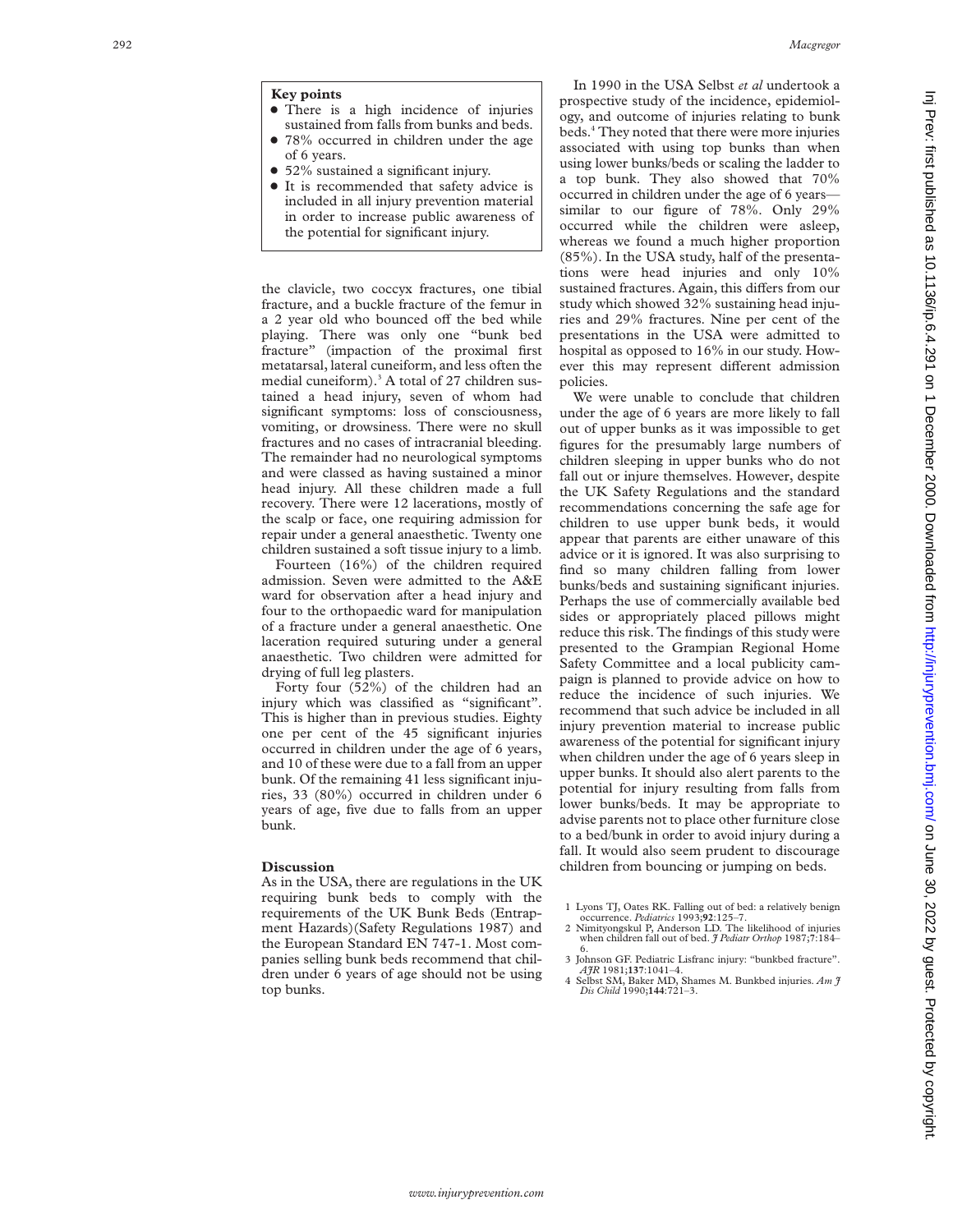> **Key points**
>
> - There is a high incidence of injuries sustained from falls from bunks and beds.
> - 78% occurred in children under the age of 6 years.
> - 52% sustained a significant injury.
> - It is recommended that safety advice is included in all injury prevention material in order to increase public awareness of the potential for significant injury.

the clavicle, two coccyx fractures, one tibial fracture, and a buckle fracture of the femur in a 2 year old who bounced off the bed while playing. There was only one "bunk bed fracture" (impaction of the proximal first metatarsal, lateral cuneiform, and less often the medial cuneiform).[3] A total of 27 children sustained a head injury, seven of whom had significant symptoms: loss of consciousness, vomiting, or drowsiness. There were no skull fractures and no cases of intracranial bleeding. The remainder had no neurological symptoms and were classed as having sustained a minor head injury. All these children made a full recovery. There were 12 lacerations, mostly of the scalp or face, one requiring admission for repair under a general anaesthetic. Twenty one children sustained a soft tissue injury to a limb.

Fourteen (16%) of the children required admission. Seven were admitted to the A&E ward for observation after a head injury and four to the orthopaedic ward for manipulation of a fracture under a general anaesthetic. One laceration required suturing under a general anaesthetic. Two children were admitted for drying of full leg plasters.

Forty four (52%) of the children had an injury which was classified as "significant". This is higher than in previous studies. Eighty one per cent of the 45 significant injuries occurred in children under the age of 6 years, and 10 of these were due to a fall from an upper bunk. Of the remaining 41 less significant injuries, 33 (80%) occurred in children under 6 years of age, five due to falls from an upper bunk.

## Discussion

As in the USA, there are regulations in the UK requiring bunk beds to comply with the requirements of the UK Bunk Beds (Entrapment Hazards)(Safety Regulations 1987) and the European Standard EN 747-1. Most companies selling bunk beds recommend that children under 6 years of age should not be using top bunks.

In 1990 in the USA Selbst *et al* undertook a prospective study of the incidence, epidemiology, and outcome of injuries relating to bunk beds.[4] They noted that there were more injuries associated with using top bunks than when using lower bunks/beds or scaling the ladder to a top bunk. They also showed that 70% occurred in children under the age of 6 years—similar to our figure of 78%. Only 29% occurred while the children were asleep, whereas we found a much higher proportion (85%). In the USA study, half of the presentations were head injuries and only 10% sustained fractures. Again, this differs from our study which showed 32% sustaining head injuries and 29% fractures. Nine per cent of the presentations in the USA were admitted to hospital as opposed to 16% in our study. However this may represent different admission policies.

We were unable to conclude that children under the age of 6 years are more likely to fall out of upper bunks as it was impossible to get figures for the presumably large numbers of children sleeping in upper bunks who do not fall out or injure themselves. However, despite the UK Safety Regulations and the standard recommendations concerning the safe age for children to use upper bunk beds, it would appear that parents are either unaware of this advice or it is ignored. It was also surprising to find so many children falling from lower bunks/beds and sustaining significant injuries. Perhaps the use of commercially available bed sides or appropriately placed pillows might reduce this risk. The findings of this study were presented to the Grampian Regional Home Safety Committee and a local publicity campaign is planned to provide advice on how to reduce the incidence of such injuries. We recommend that such advice be included in all injury prevention material to increase public awareness of the potential for significant injury when children under the age of 6 years sleep in upper bunks. It should also alert parents to the potential for injury resulting from falls from lower bunks/beds. It may be appropriate to advise parents not to place other furniture close to a bed/bunk in order to avoid injury during a fall. It would also seem prudent to discourage children from bouncing or jumping on beds.

1. Lyons TJ, Oates RK. Falling out of bed: a relatively benign occurrence. *Pediatrics* 1993;**92**:125–7.
2. Nimityongskul P, Anderson LD. The likelihood of injuries when children fall out of bed. *J Pediatr Orthop* 1987;**7**:184–6.
3. Johnson GF. Pediatric Lisfranc injury: "bunkbed fracture". *AJR* 1981;**137**:1041–4.
4. Selbst SM, Baker MD, Shames M. Bunkbed injuries. *Am J Dis Child* 1990;**144**:721–3.